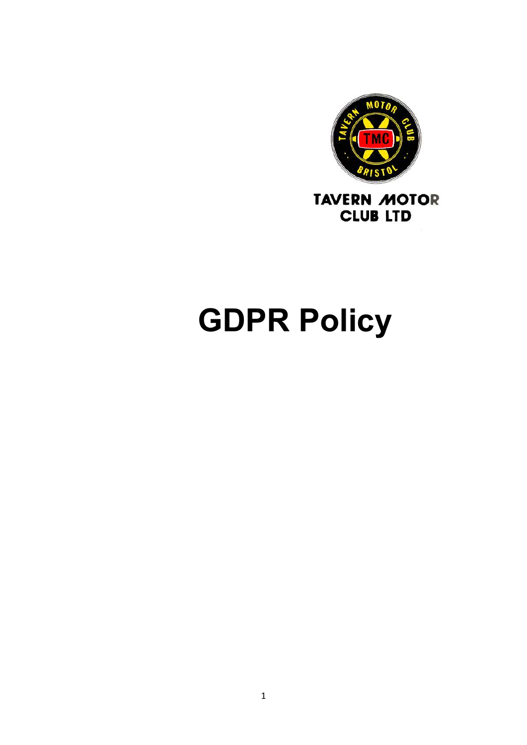TAVERN MOTOR CLUB LTD

# GDPR Policy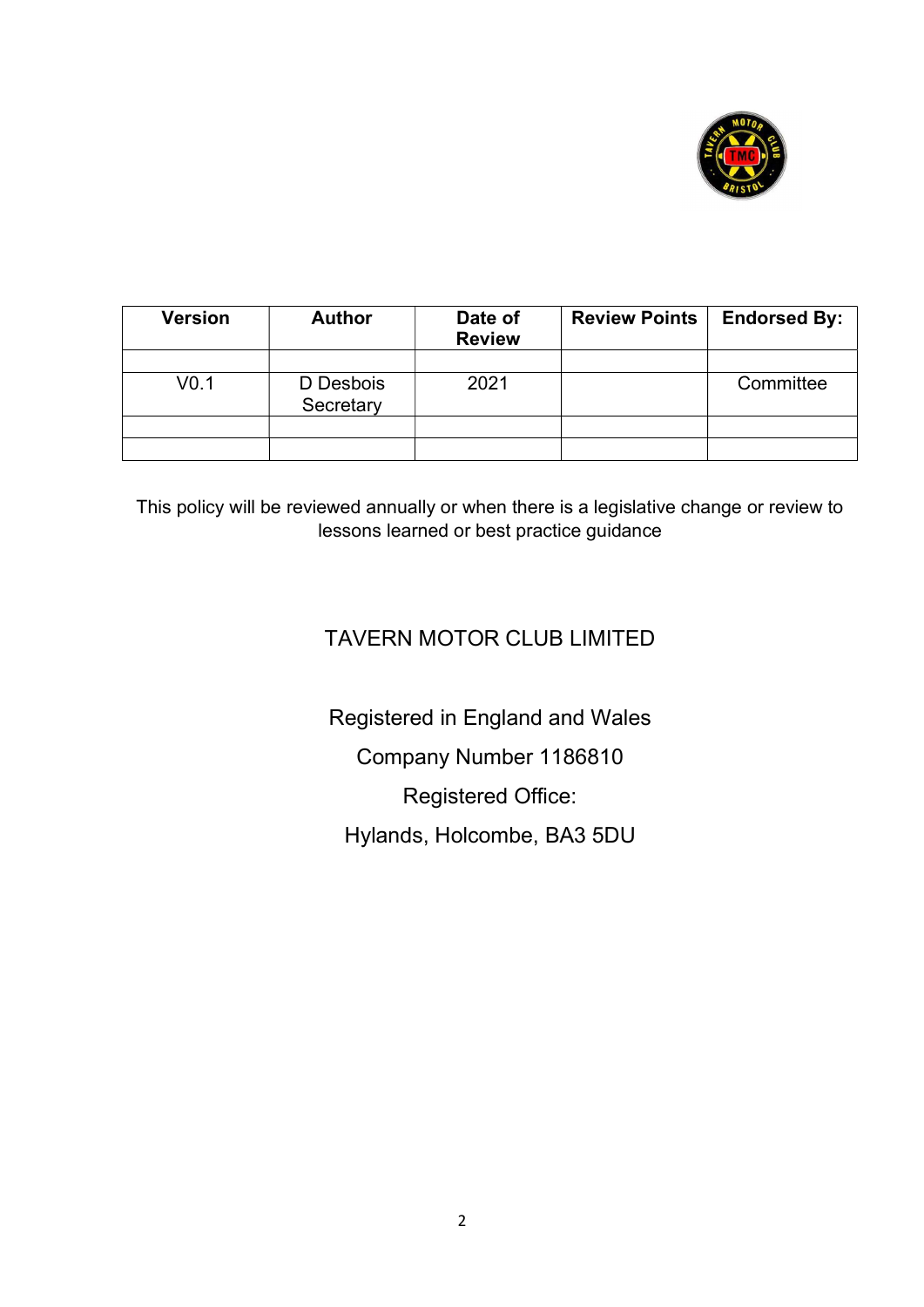| Version | Author | Date of Review | Review Points | Endorsed By: |
|---|---|---|---|---|
| | | | | |
| V0.1 | D Desbois Secretary | 2021 | | Committee |
| | | | | |
| | | | | |

This policy will be reviewed annually or when there is a legislative change or review to lessons learned or best practice guidance

TAVERN MOTOR CLUB LIMITED

Registered in England and Wales

Company Number 1186810

Registered Office:

Hylands, Holcombe, BA3 5DU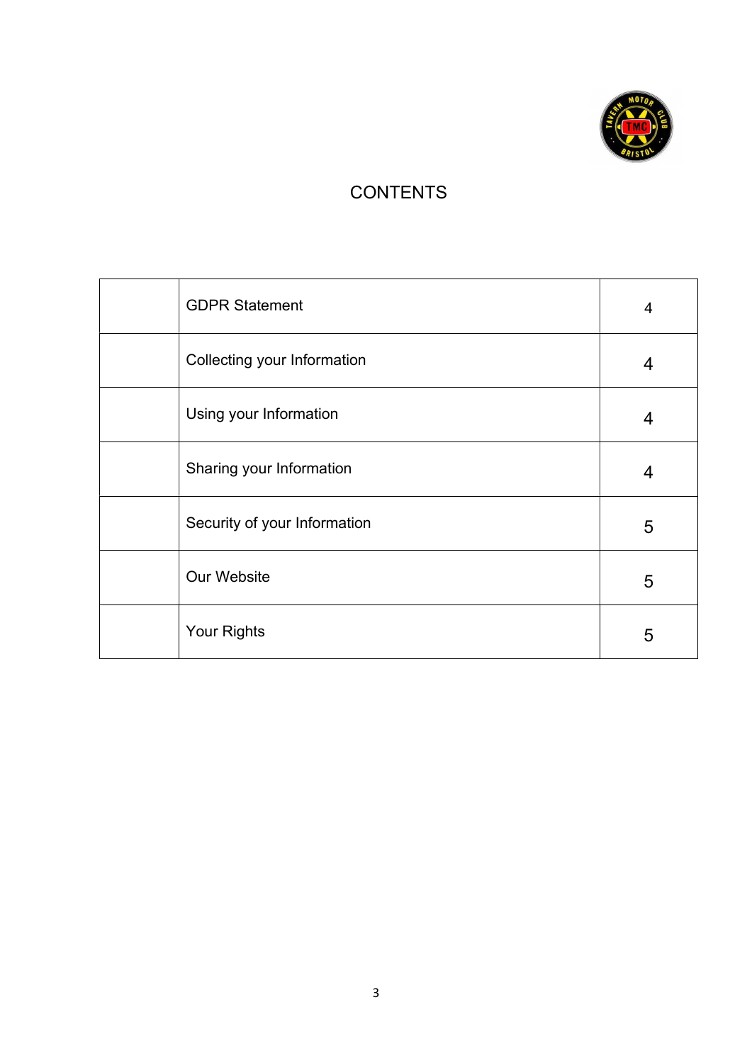# CONTENTS

| | | |
|---|---|---|
| | GDPR Statement | 4 |
| | Collecting your Information | 4 |
| | Using your Information | 4 |
| | Sharing your Information | 4 |
| | Security of your Information | 5 |
| | Our Website | 5 |
| | Your Rights | 5 |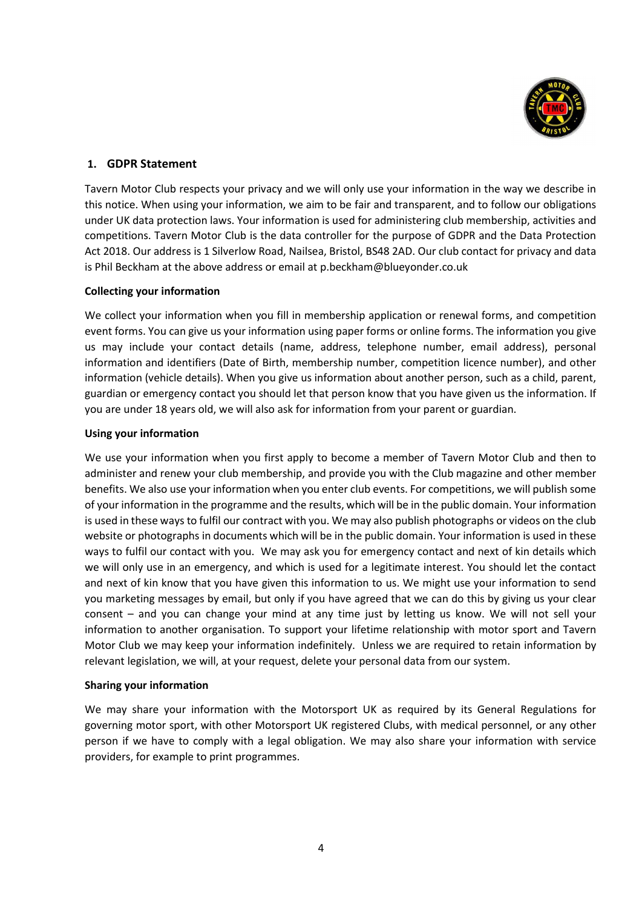## 1. GDPR Statement

Tavern Motor Club respects your privacy and we will only use your information in the way we describe in this notice. When using your information, we aim to be fair and transparent, and to follow our obligations under UK data protection laws. Your information is used for administering club membership, activities and competitions. Tavern Motor Club is the data controller for the purpose of GDPR and the Data Protection Act 2018. Our address is 1 Silverlow Road, Nailsea, Bristol, BS48 2AD. Our club contact for privacy and data is Phil Beckham at the above address or email at p.beckham@blueyonder.co.uk

**Collecting your information**

We collect your information when you fill in membership application or renewal forms, and competition event forms. You can give us your information using paper forms or online forms. The information you give us may include your contact details (name, address, telephone number, email address), personal information and identifiers (Date of Birth, membership number, competition licence number), and other information (vehicle details). When you give us information about another person, such as a child, parent, guardian or emergency contact you should let that person know that you have given us the information. If you are under 18 years old, we will also ask for information from your parent or guardian.

**Using your information**

We use your information when you first apply to become a member of Tavern Motor Club and then to administer and renew your club membership, and provide you with the Club magazine and other member benefits. We also use your information when you enter club events. For competitions, we will publish some of your information in the programme and the results, which will be in the public domain. Your information is used in these ways to fulfil our contract with you. We may also publish photographs or videos on the club website or photographs in documents which will be in the public domain. Your information is used in these ways to fulfil our contact with you. We may ask you for emergency contact and next of kin details which we will only use in an emergency, and which is used for a legitimate interest. You should let the contact and next of kin know that you have given this information to us. We might use your information to send you marketing messages by email, but only if you have agreed that we can do this by giving us your clear consent – and you can change your mind at any time just by letting us know. We will not sell your information to another organisation. To support your lifetime relationship with motor sport and Tavern Motor Club we may keep your information indefinitely. Unless we are required to retain information by relevant legislation, we will, at your request, delete your personal data from our system.

**Sharing your information**

We may share your information with the Motorsport UK as required by its General Regulations for governing motor sport, with other Motorsport UK registered Clubs, with medical personnel, or any other person if we have to comply with a legal obligation. We may also share your information with service providers, for example to print programmes.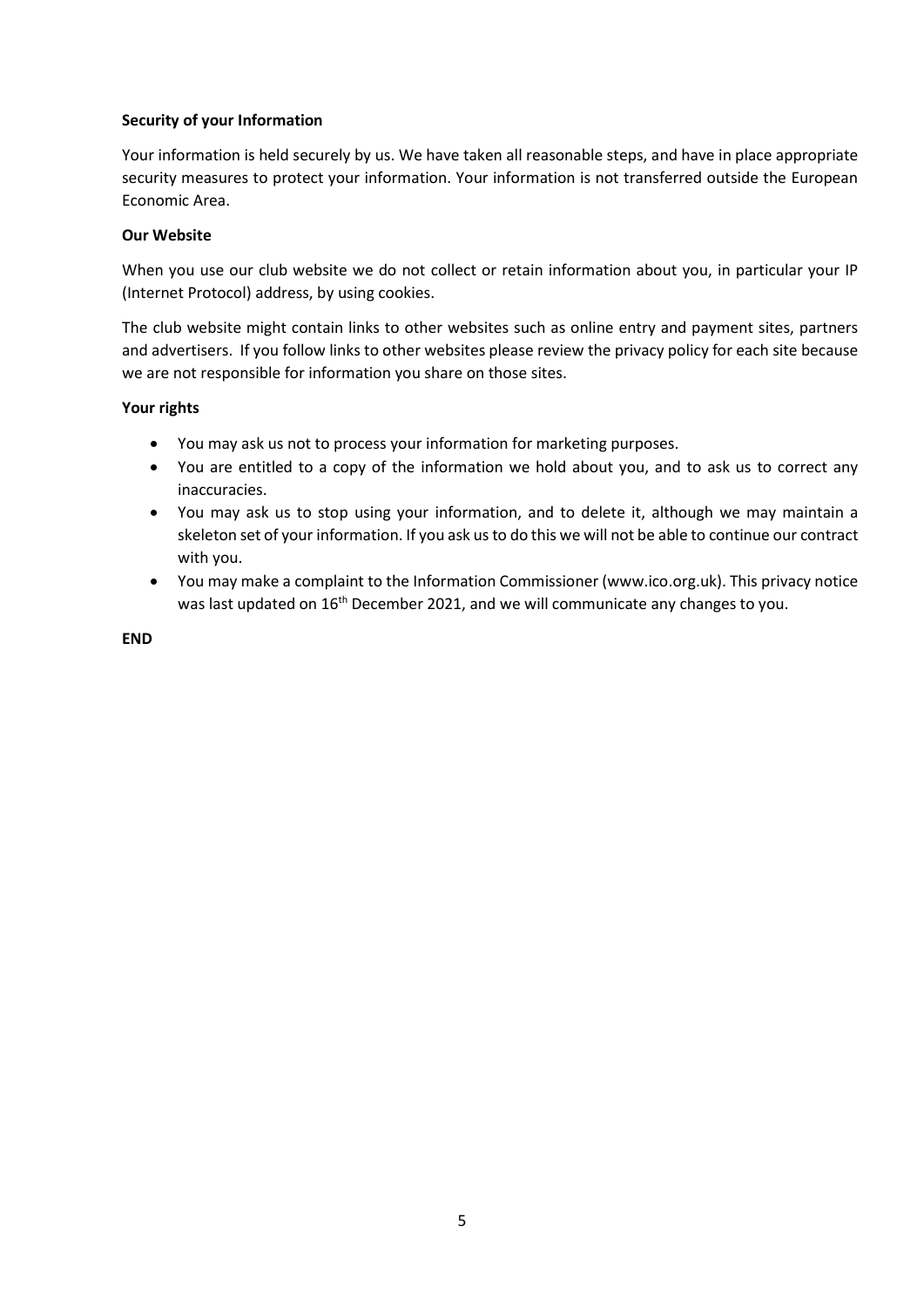**Security of your Information**

Your information is held securely by us. We have taken all reasonable steps, and have in place appropriate security measures to protect your information. Your information is not transferred outside the European Economic Area.

**Our Website**

When you use our club website we do not collect or retain information about you, in particular your IP (Internet Protocol) address, by using cookies.

The club website might contain links to other websites such as online entry and payment sites, partners and advertisers. If you follow links to other websites please review the privacy policy for each site because we are not responsible for information you share on those sites.

**Your rights**

- You may ask us not to process your information for marketing purposes.
- You are entitled to a copy of the information we hold about you, and to ask us to correct any inaccuracies.
- You may ask us to stop using your information, and to delete it, although we may maintain a skeleton set of your information. If you ask us to do this we will not be able to continue our contract with you.
- You may make a complaint to the Information Commissioner (www.ico.org.uk). This privacy notice was last updated on 16th December 2021, and we will communicate any changes to you.

**END**